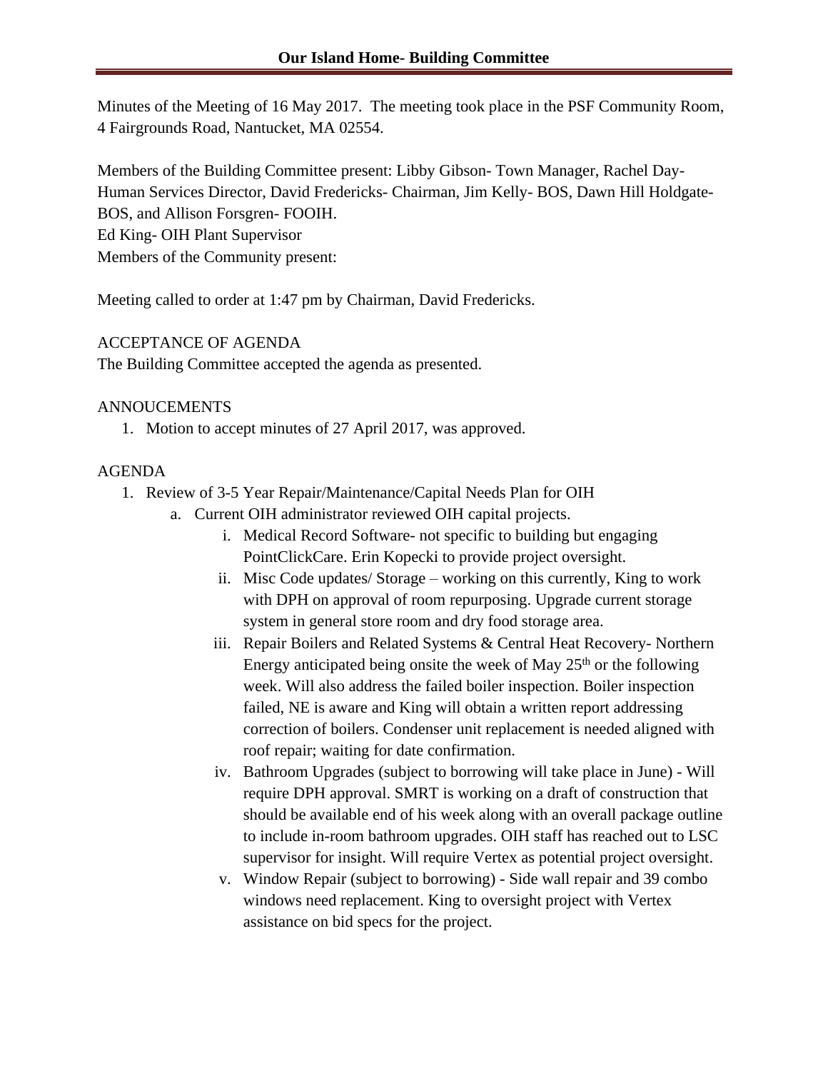# Our Island Home- Building Committee

Minutes of the Meeting of 16 May 2017. The meeting took place in the PSF Community Room, 4 Fairgrounds Road, Nantucket, MA 02554.

Members of the Building Committee present: Libby Gibson- Town Manager, Rachel Day- Human Services Director, David Fredericks- Chairman, Jim Kelly- BOS, Dawn Hill Holdgate- BOS, and Allison Forsgren- FOOIH.
Ed King- OIH Plant Supervisor
Members of the Community present:

Meeting called to order at 1:47 pm by Chairman, David Fredericks.

ACCEPTANCE OF AGENDA
The Building Committee accepted the agenda as presented.

ANNOUCEMENTS

1. Motion to accept minutes of 27 April 2017, was approved.

AGENDA

1. Review of 3-5 Year Repair/Maintenance/Capital Needs Plan for OIH
    a. Current OIH administrator reviewed OIH capital projects.
        i. Medical Record Software- not specific to building but engaging PointClickCare. Erin Kopecki to provide project oversight.
        ii. Misc Code updates/ Storage – working on this currently, King to work with DPH on approval of room repurposing. Upgrade current storage system in general store room and dry food storage area.
        iii. Repair Boilers and Related Systems & Central Heat Recovery- Northern Energy anticipated being onsite the week of May 25th or the following week. Will also address the failed boiler inspection. Boiler inspection failed, NE is aware and King will obtain a written report addressing correction of boilers. Condenser unit replacement is needed aligned with roof repair; waiting for date confirmation.
        iv. Bathroom Upgrades (subject to borrowing will take place in June) - Will require DPH approval. SMRT is working on a draft of construction that should be available end of his week along with an overall package outline to include in-room bathroom upgrades. OIH staff has reached out to LSC supervisor for insight. Will require Vertex as potential project oversight.
        v. Window Repair (subject to borrowing) - Side wall repair and 39 combo windows need replacement. King to oversight project with Vertex assistance on bid specs for the project.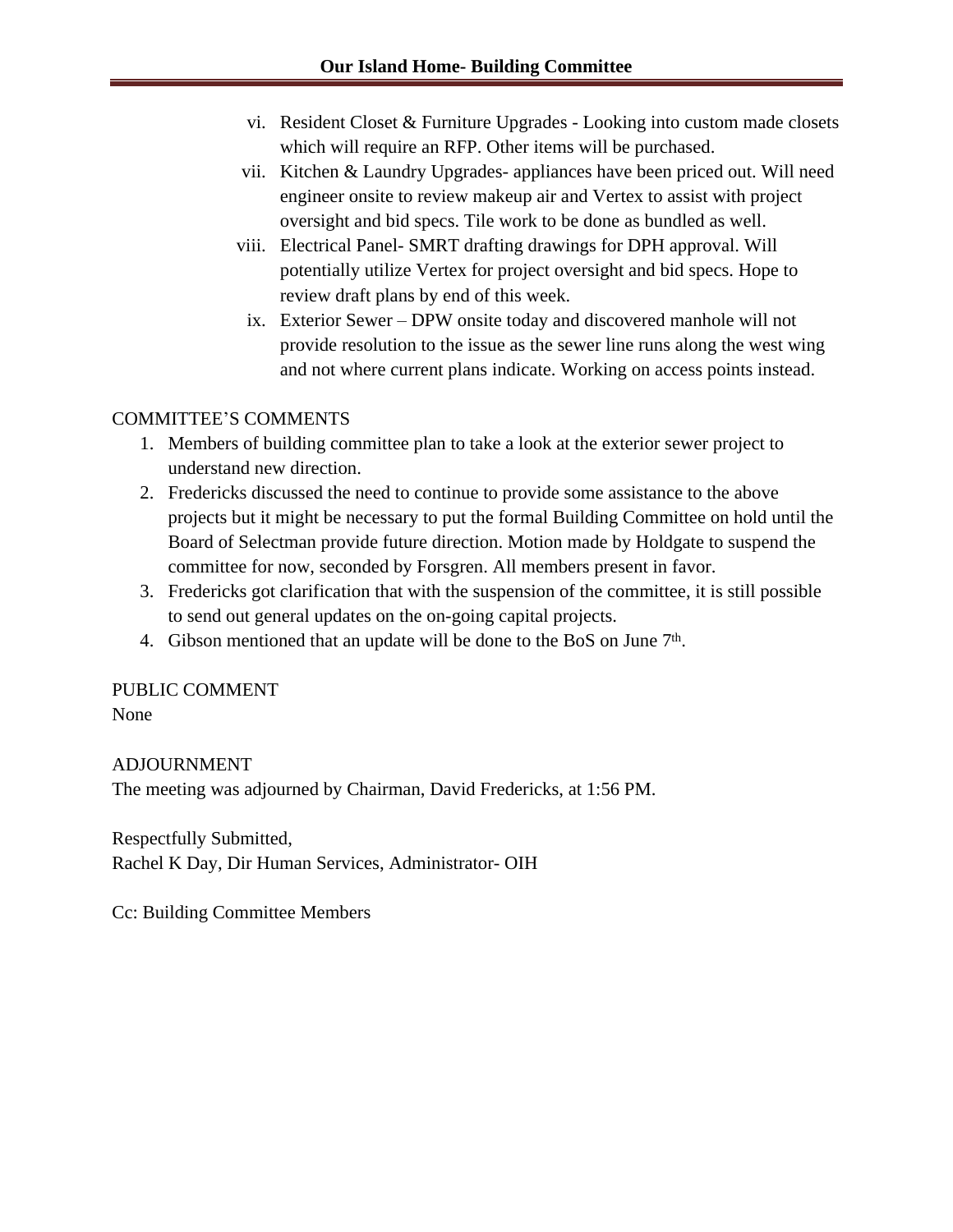vi. Resident Closet & Furniture Upgrades - Looking into custom made closets which will require an RFP. Other items will be purchased.

vii. Kitchen & Laundry Upgrades- appliances have been priced out. Will need engineer onsite to review makeup air and Vertex to assist with project oversight and bid specs. Tile work to be done as bundled as well.

viii. Electrical Panel- SMRT drafting drawings for DPH approval. Will potentially utilize Vertex for project oversight and bid specs. Hope to review draft plans by end of this week.

ix. Exterior Sewer – DPW onsite today and discovered manhole will not provide resolution to the issue as the sewer line runs along the west wing and not where current plans indicate. Working on access points instead.

COMMITTEE'S COMMENTS

1. Members of building committee plan to take a look at the exterior sewer project to understand new direction.
2. Fredericks discussed the need to continue to provide some assistance to the above projects but it might be necessary to put the formal Building Committee on hold until the Board of Selectman provide future direction. Motion made by Holdgate to suspend the committee for now, seconded by Forsgren. All members present in favor.
3. Fredericks got clarification that with the suspension of the committee, it is still possible to send out general updates on the on-going capital projects.
4. Gibson mentioned that an update will be done to the BoS on June 7th.

PUBLIC COMMENT

None

ADJOURNMENT

The meeting was adjourned by Chairman, David Fredericks, at 1:56 PM.

Respectfully Submitted,
Rachel K Day, Dir Human Services, Administrator- OIH

Cc: Building Committee Members